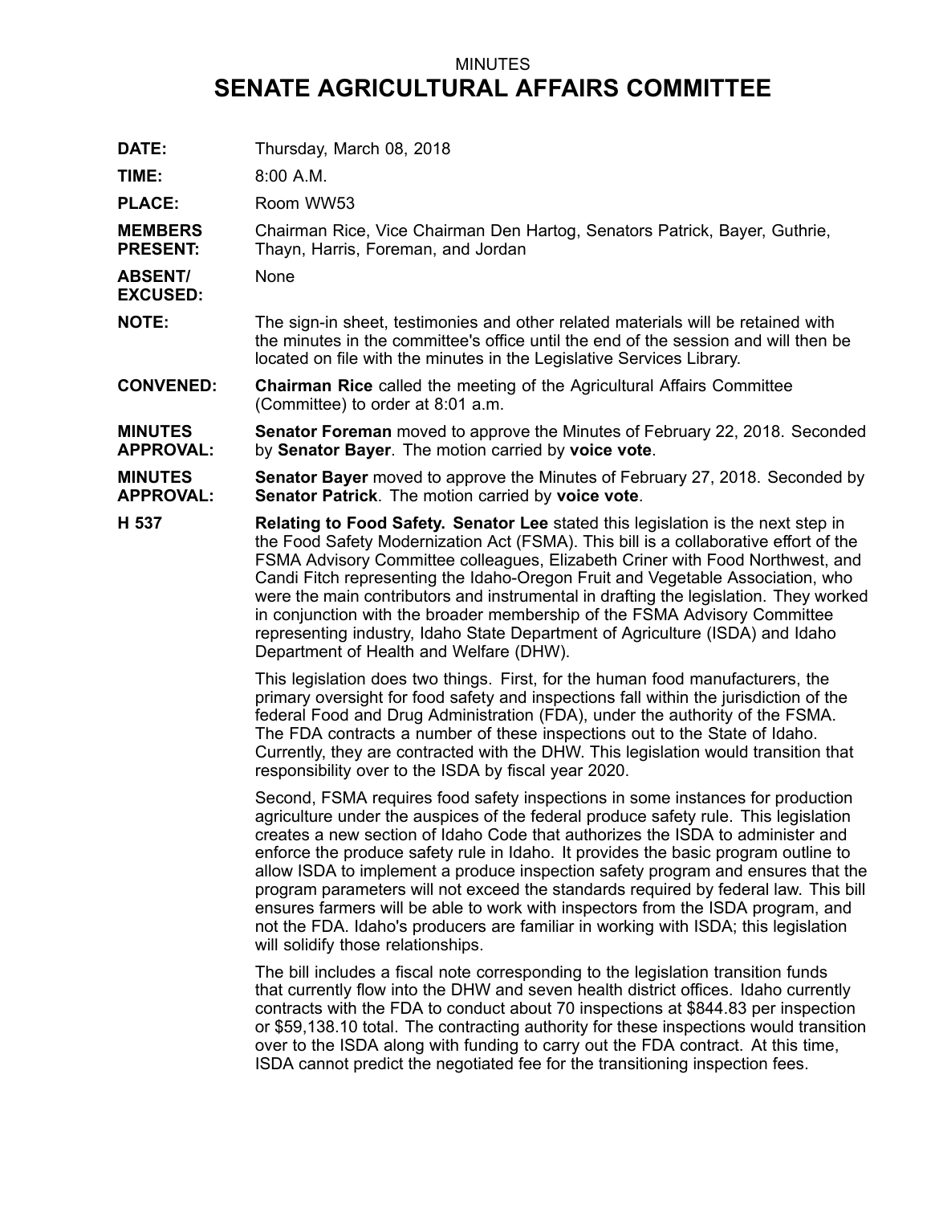MINUTES

# SENATE AGRICULTURAL AFFAIRS COMMITTEE

**DATE:** Thursday, March 08, 2018

**TIME:** 8:00 A.M.

**PLACE:** Room WW53

**MEMBERS PRESENT:** Chairman Rice, Vice Chairman Den Hartog, Senators Patrick, Bayer, Guthrie, Thayn, Harris, Foreman, and Jordan

**ABSENT/ EXCUSED:** None

**NOTE:** The sign-in sheet, testimonies and other related materials will be retained with the minutes in the committee's office until the end of the session and will then be located on file with the minutes in the Legislative Services Library.

**CONVENED:** **Chairman Rice** called the meeting of the Agricultural Affairs Committee (Committee) to order at 8:01 a.m.

**MINUTES APPROVAL:** **Senator Foreman** moved to approve the Minutes of February 22, 2018. Seconded by **Senator Bayer**. The motion carried by **voice vote**.

**MINUTES APPROVAL:** **Senator Bayer** moved to approve the Minutes of February 27, 2018. Seconded by **Senator Patrick**. The motion carried by **voice vote**.

**H 537** **Relating to Food Safety. Senator Lee** stated this legislation is the next step in the Food Safety Modernization Act (FSMA). This bill is a collaborative effort of the FSMA Advisory Committee colleagues, Elizabeth Criner with Food Northwest, and Candi Fitch representing the Idaho-Oregon Fruit and Vegetable Association, who were the main contributors and instrumental in drafting the legislation. They worked in conjunction with the broader membership of the FSMA Advisory Committee representing industry, Idaho State Department of Agriculture (ISDA) and Idaho Department of Health and Welfare (DHW).

This legislation does two things. First, for the human food manufacturers, the primary oversight for food safety and inspections fall within the jurisdiction of the federal Food and Drug Administration (FDA), under the authority of the FSMA. The FDA contracts a number of these inspections out to the State of Idaho. Currently, they are contracted with the DHW. This legislation would transition that responsibility over to the ISDA by fiscal year 2020.

Second, FSMA requires food safety inspections in some instances for production agriculture under the auspices of the federal produce safety rule. This legislation creates a new section of Idaho Code that authorizes the ISDA to administer and enforce the produce safety rule in Idaho. It provides the basic program outline to allow ISDA to implement a produce inspection safety program and ensures that the program parameters will not exceed the standards required by federal law. This bill ensures farmers will be able to work with inspectors from the ISDA program, and not the FDA. Idaho's producers are familiar in working with ISDA; this legislation will solidify those relationships.

The bill includes a fiscal note corresponding to the legislation transition funds that currently flow into the DHW and seven health district offices. Idaho currently contracts with the FDA to conduct about 70 inspections at $844.83 per inspection or $59,138.10 total. The contracting authority for these inspections would transition over to the ISDA along with funding to carry out the FDA contract. At this time, ISDA cannot predict the negotiated fee for the transitioning inspection fees.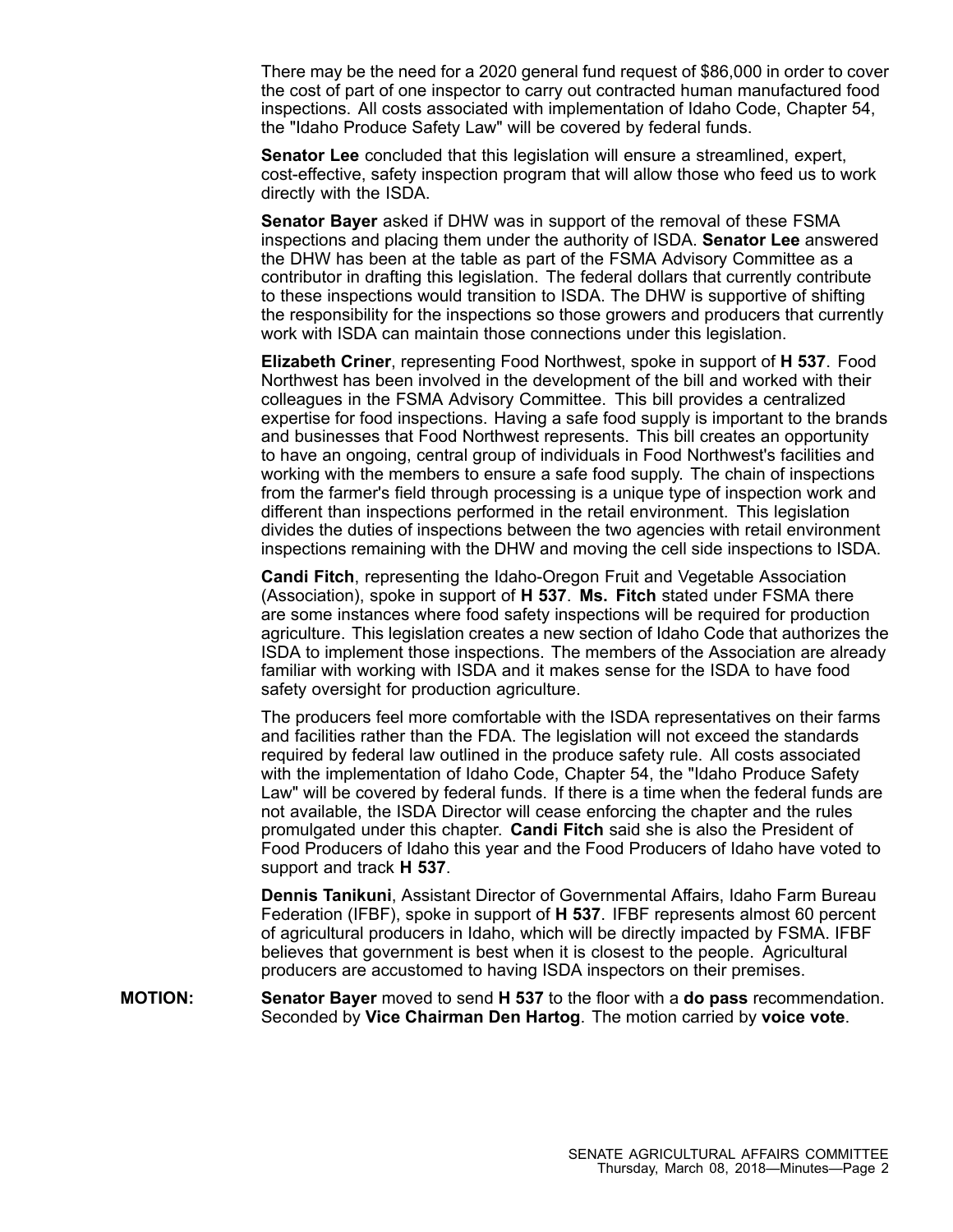There may be the need for a 2020 general fund request of $86,000 in order to cover the cost of part of one inspector to carry out contracted human manufactured food inspections. All costs associated with implementation of Idaho Code, Chapter 54, the "Idaho Produce Safety Law" will be covered by federal funds.

**Senator Lee** concluded that this legislation will ensure a streamlined, expert, cost-effective, safety inspection program that will allow those who feed us to work directly with the ISDA.

**Senator Bayer** asked if DHW was in support of the removal of these FSMA inspections and placing them under the authority of ISDA. **Senator Lee** answered the DHW has been at the table as part of the FSMA Advisory Committee as a contributor in drafting this legislation. The federal dollars that currently contribute to these inspections would transition to ISDA. The DHW is supportive of shifting the responsibility for the inspections so those growers and producers that currently work with ISDA can maintain those connections under this legislation.

**Elizabeth Criner**, representing Food Northwest, spoke in support of **H 537**. Food Northwest has been involved in the development of the bill and worked with their colleagues in the FSMA Advisory Committee. This bill provides a centralized expertise for food inspections. Having a safe food supply is important to the brands and businesses that Food Northwest represents. This bill creates an opportunity to have an ongoing, central group of individuals in Food Northwest's facilities and working with the members to ensure a safe food supply. The chain of inspections from the farmer's field through processing is a unique type of inspection work and different than inspections performed in the retail environment. This legislation divides the duties of inspections between the two agencies with retail environment inspections remaining with the DHW and moving the cell side inspections to ISDA.

**Candi Fitch**, representing the Idaho-Oregon Fruit and Vegetable Association (Association), spoke in support of **H 537**. **Ms. Fitch** stated under FSMA there are some instances where food safety inspections will be required for production agriculture. This legislation creates a new section of Idaho Code that authorizes the ISDA to implement those inspections. The members of the Association are already familiar with working with ISDA and it makes sense for the ISDA to have food safety oversight for production agriculture.

The producers feel more comfortable with the ISDA representatives on their farms and facilities rather than the FDA. The legislation will not exceed the standards required by federal law outlined in the produce safety rule. All costs associated with the implementation of Idaho Code, Chapter 54, the "Idaho Produce Safety Law" will be covered by federal funds. If there is a time when the federal funds are not available, the ISDA Director will cease enforcing the chapter and the rules promulgated under this chapter. **Candi Fitch** said she is also the President of Food Producers of Idaho this year and the Food Producers of Idaho have voted to support and track **H 537**.

**Dennis Tanikuni**, Assistant Director of Governmental Affairs, Idaho Farm Bureau Federation (IFBF), spoke in support of **H 537**. IFBF represents almost 60 percent of agricultural producers in Idaho, which will be directly impacted by FSMA. IFBF believes that government is best when it is closest to the people. Agricultural producers are accustomed to having ISDA inspectors on their premises.

**MOTION:** **Senator Bayer** moved to send **H 537** to the floor with a **do pass** recommendation. Seconded by **Vice Chairman Den Hartog**. The motion carried by **voice vote**.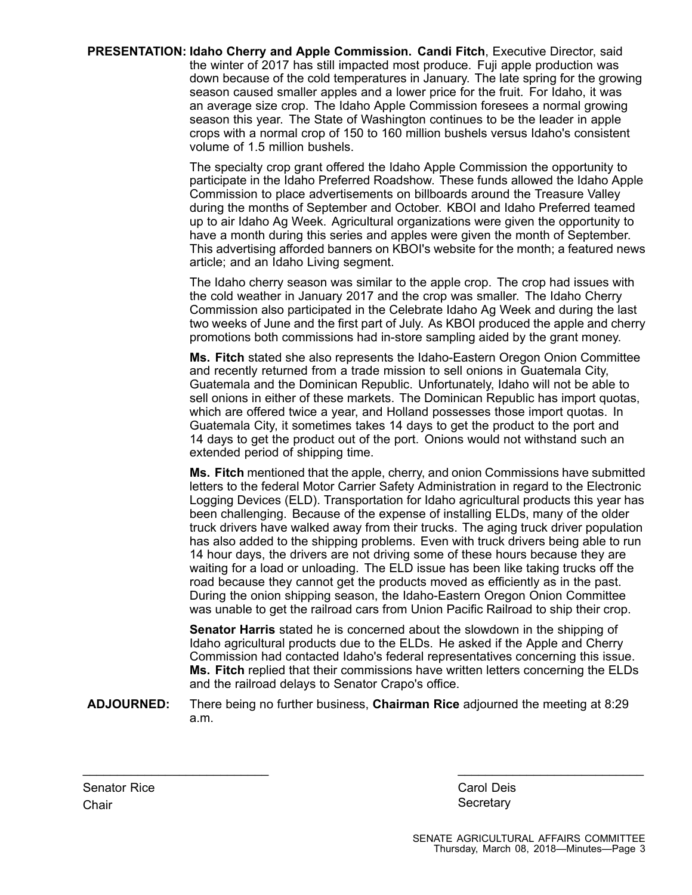**PRESENTATION:** **Idaho Cherry and Apple Commission. Candi Fitch**, Executive Director, said the winter of 2017 has still impacted most produce. Fuji apple production was down because of the cold temperatures in January. The late spring for the growing season caused smaller apples and a lower price for the fruit. For Idaho, it was an average size crop. The Idaho Apple Commission foresees a normal growing season this year. The State of Washington continues to be the leader in apple crops with a normal crop of 150 to 160 million bushels versus Idaho's consistent volume of 1.5 million bushels.

The specialty crop grant offered the Idaho Apple Commission the opportunity to participate in the Idaho Preferred Roadshow. These funds allowed the Idaho Apple Commission to place advertisements on billboards around the Treasure Valley during the months of September and October. KBOI and Idaho Preferred teamed up to air Idaho Ag Week. Agricultural organizations were given the opportunity to have a month during this series and apples were given the month of September. This advertising afforded banners on KBOI's website for the month; a featured news article; and an Idaho Living segment.

The Idaho cherry season was similar to the apple crop. The crop had issues with the cold weather in January 2017 and the crop was smaller. The Idaho Cherry Commission also participated in the Celebrate Idaho Ag Week and during the last two weeks of June and the first part of July. As KBOI produced the apple and cherry promotions both commissions had in-store sampling aided by the grant money.

**Ms. Fitch** stated she also represents the Idaho-Eastern Oregon Onion Committee and recently returned from a trade mission to sell onions in Guatemala City, Guatemala and the Dominican Republic. Unfortunately, Idaho will not be able to sell onions in either of these markets. The Dominican Republic has import quotas, which are offered twice a year, and Holland possesses those import quotas. In Guatemala City, it sometimes takes 14 days to get the product to the port and 14 days to get the product out of the port. Onions would not withstand such an extended period of shipping time.

**Ms. Fitch** mentioned that the apple, cherry, and onion Commissions have submitted letters to the federal Motor Carrier Safety Administration in regard to the Electronic Logging Devices (ELD). Transportation for Idaho agricultural products this year has been challenging. Because of the expense of installing ELDs, many of the older truck drivers have walked away from their trucks. The aging truck driver population has also added to the shipping problems. Even with truck drivers being able to run 14 hour days, the drivers are not driving some of these hours because they are waiting for a load or unloading. The ELD issue has been like taking trucks off the road because they cannot get the products moved as efficiently as in the past. During the onion shipping season, the Idaho-Eastern Oregon Onion Committee was unable to get the railroad cars from Union Pacific Railroad to ship their crop.

**Senator Harris** stated he is concerned about the slowdown in the shipping of Idaho agricultural products due to the ELDs. He asked if the Apple and Cherry Commission had contacted Idaho's federal representatives concerning this issue. **Ms. Fitch** replied that their commissions have written letters concerning the ELDs and the railroad delays to Senator Crapo's office.

**ADJOURNED:** There being no further business, **Chairman Rice** adjourned the meeting at 8:29 a.m.

___________________________ 
Senator Rice
Chair

___________________________
Carol Deis
Secretary